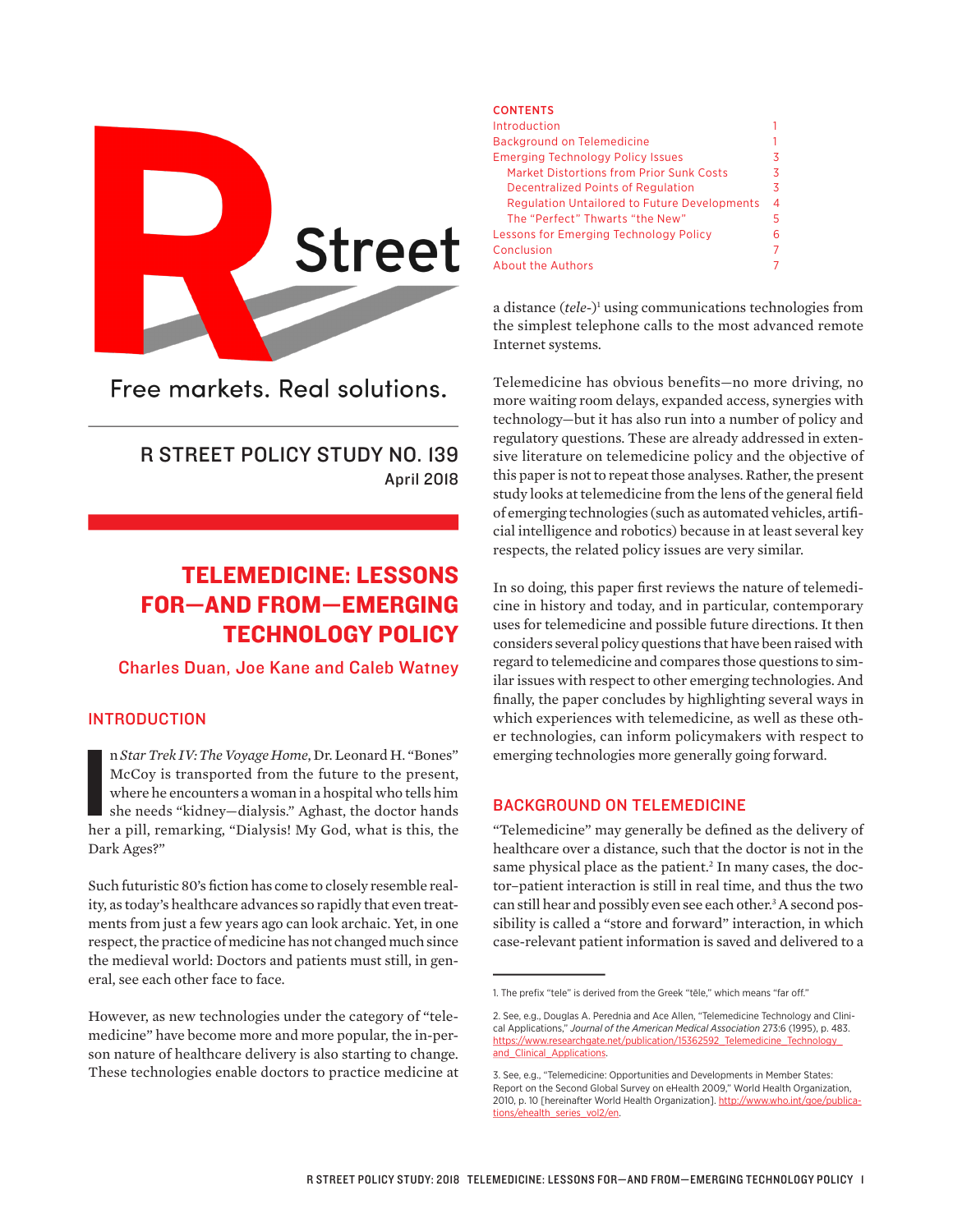R Street

Free markets. Real solutions.

R STREET POLICY STUDY NO. 139
April 2018

# TELEMEDICINE: LESSONS FOR—AND FROM—EMERGING TECHNOLOGY POLICY

Charles Duan, Joe Kane and Caleb Watney

**CONTENTS**

| | |
|---|---|
| Introduction | 1 |
| Background on Telemedicine | 1 |
| Emerging Technology Policy Issues | 3 |
| Market Distortions from Prior Sunk Costs | 3 |
| Decentralized Points of Regulation | 3 |
| Regulation Untailored to Future Developments | 4 |
| The "Perfect" Thwarts "the New" | 5 |
| Lessons for Emerging Technology Policy | 6 |
| Conclusion | 7 |
| About the Authors | 7 |

## INTRODUCTION

In *Star Trek IV: The Voyage Home*, Dr. Leonard H. "Bones" McCoy is transported from the future to the present, where he encounters a woman in a hospital who tells him she needs "kidney—dialysis." Aghast, the doctor hands her a pill, remarking, "Dialysis! My God, what is this, the Dark Ages?"

Such futuristic 80's fiction has come to closely resemble reality, as today's healthcare advances so rapidly that even treatments from just a few years ago can look archaic. Yet, in one respect, the practice of medicine has not changed much since the medieval world: Doctors and patients must still, in general, see each other face to face.

However, as new technologies under the category of "telemedicine" have become more and more popular, the in-person nature of healthcare delivery is also starting to change. These technologies enable doctors to practice medicine at a distance (*tele-*)[1] using communications technologies from the simplest telephone calls to the most advanced remote Internet systems.

Telemedicine has obvious benefits—no more driving, no more waiting room delays, expanded access, synergies with technology—but it has also run into a number of policy and regulatory questions. These are already addressed in extensive literature on telemedicine policy and the objective of this paper is not to repeat those analyses. Rather, the present study looks at telemedicine from the lens of the general field of emerging technologies (such as automated vehicles, artificial intelligence and robotics) because in at least several key respects, the related policy issues are very similar.

In so doing, this paper first reviews the nature of telemedicine in history and today, and in particular, contemporary uses for telemedicine and possible future directions. It then considers several policy questions that have been raised with regard to telemedicine and compares those questions to similar issues with respect to other emerging technologies. And finally, the paper concludes by highlighting several ways in which experiences with telemedicine, as well as these other technologies, can inform policymakers with respect to emerging technologies more generally going forward.

## BACKGROUND ON TELEMEDICINE

"Telemedicine" may generally be defined as the delivery of healthcare over a distance, such that the doctor is not in the same physical place as the patient.[2] In many cases, the doctor–patient interaction is still in real time, and thus the two can still hear and possibly even see each other.[3] A second possibility is called a "store and forward" interaction, in which case-relevant patient information is saved and delivered to a

---

1. The prefix "tele" is derived from the Greek "tēle," which means "far off."

2. See, e.g., Douglas A. Perednia and Ace Allen, "Telemedicine Technology and Clinical Applications," *Journal of the American Medical Association* 273:6 (1995), p. 483. https://www.researchgate.net/publication/15362592_Telemedicine_Technology_and_Clinical_Applications.

3. See, e.g., "Telemedicine: Opportunities and Developments in Member States: Report on the Second Global Survey on eHealth 2009," World Health Organization, 2010, p. 10 [hereinafter World Health Organization]. http://www.who.int/goe/publications/ehealth_series_vol2/en.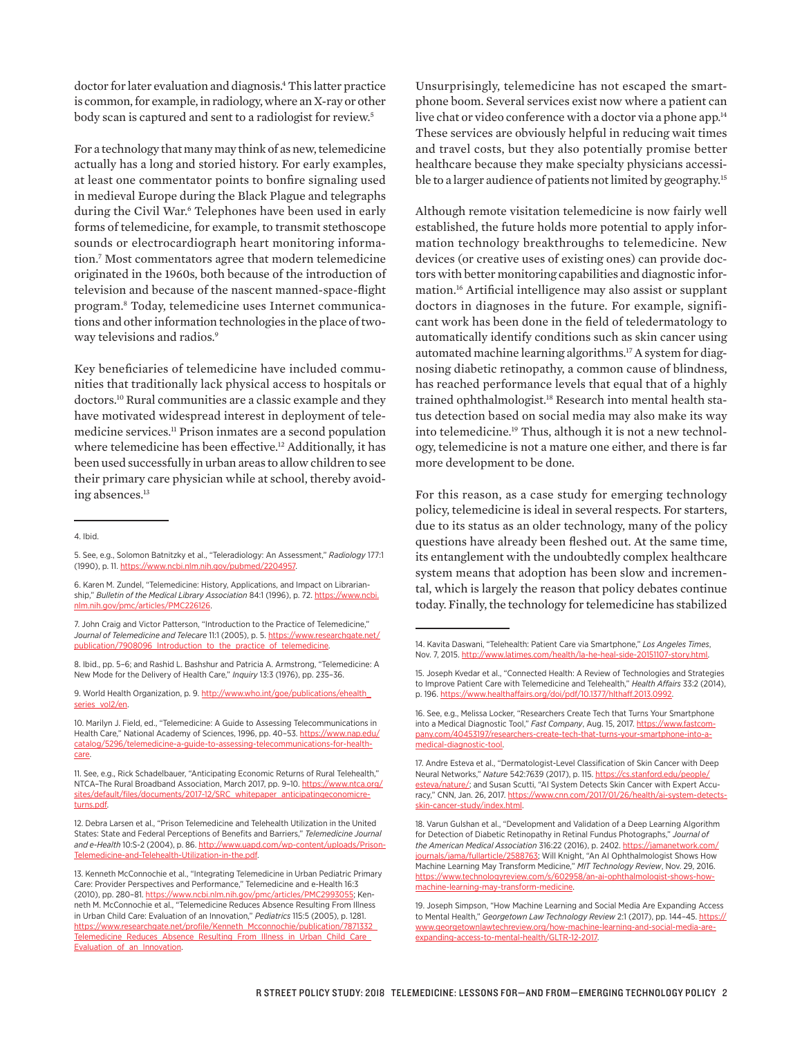doctor for later evaluation and diagnosis.[4] This latter practice is common, for example, in radiology, where an X-ray or other body scan is captured and sent to a radiologist for review.[5]

For a technology that many may think of as new, telemedicine actually has a long and storied history. For early examples, at least one commentator points to bonfire signaling used in medieval Europe during the Black Plague and telegraphs during the Civil War.[6] Telephones have been used in early forms of telemedicine, for example, to transmit stethoscope sounds or electrocardiograph heart monitoring information.[7] Most commentators agree that modern telemedicine originated in the 1960s, both because of the introduction of television and because of the nascent manned-space-flight program.[8] Today, telemedicine uses Internet communications and other information technologies in the place of two-way televisions and radios.[9]

Key beneficiaries of telemedicine have included communities that traditionally lack physical access to hospitals or doctors.[10] Rural communities are a classic example and they have motivated widespread interest in deployment of telemedicine services.[11] Prison inmates are a second population where telemedicine has been effective.[12] Additionally, it has been used successfully in urban areas to allow children to see their primary care physician while at school, thereby avoiding absences.[13]

Unsurprisingly, telemedicine has not escaped the smartphone boom. Several services exist now where a patient can live chat or video conference with a doctor via a phone app.[14] These services are obviously helpful in reducing wait times and travel costs, but they also potentially promise better healthcare because they make specialty physicians accessible to a larger audience of patients not limited by geography.[15]

Although remote visitation telemedicine is now fairly well established, the future holds more potential to apply information technology breakthroughs to telemedicine. New devices (or creative uses of existing ones) can provide doctors with better monitoring capabilities and diagnostic information.[16] Artificial intelligence may also assist or supplant doctors in diagnoses in the future. For example, significant work has been done in the field of teledermatology to automatically identify conditions such as skin cancer using automated machine learning algorithms.[17] A system for diagnosing diabetic retinopathy, a common cause of blindness, has reached performance levels that equal that of a highly trained ophthalmologist.[18] Research into mental health status detection based on social media may also make its way into telemedicine.[19] Thus, although it is not a new technology, telemedicine is not a mature one either, and there is far more development to be done.

For this reason, as a case study for emerging technology policy, telemedicine is ideal in several respects. For starters, due to its status as an older technology, many of the policy questions have already been fleshed out. At the same time, its entanglement with the undoubtedly complex healthcare system means that adoption has been slow and incremental, which is largely the reason that policy debates continue today. Finally, the technology for telemedicine has stabilized

---

4. Ibid.

5. See, e.g., Solomon Batnitzky et al., "Teleradiology: An Assessment," *Radiology* 177:1 (1990), p. 11. https://www.ncbi.nlm.nih.gov/pubmed/2204957.

6. Karen M. Zundel, "Telemedicine: History, Applications, and Impact on Librarianship," *Bulletin of the Medical Library Association* 84:1 (1996), p. 72. https://www.ncbi.nlm.nih.gov/pmc/articles/PMC226126.

7. John Craig and Victor Patterson, "Introduction to the Practice of Telemedicine," *Journal of Telemedicine and Telecare* 11:1 (2005), p. 5. https://www.researchgate.net/publication/7908096_Introduction_to_the_practice_of_telemedicine.

8. Ibid., pp. 5–6; and Rashid L. Bashshur and Patricia A. Armstrong, "Telemedicine: A New Mode for the Delivery of Health Care," *Inquiry* 13:3 (1976), pp. 235–36.

9. World Health Organization, p. 9. http://www.who.int/goe/publications/ehealth_series_vol2/en.

10. Marilyn J. Field, ed., "Telemedicine: A Guide to Assessing Telecommunications in Health Care," National Academy of Sciences, 1996, pp. 40–53. https://www.nap.edu/catalog/5296/telemedicine-a-guide-to-assessing-telecommunications-for-health-care.

11. See, e.g., Rick Schadelbauer, "Anticipating Economic Returns of Rural Telehealth," NTCA–The Rural Broadband Association, March 2017, pp. 9–10. https://www.ntca.org/sites/default/files/documents/2017-12/SRC_whitepaper_anticipatingeconomicreturns.pdf.

12. Debra Larsen et al., "Prison Telemedicine and Telehealth Utilization in the United States: State and Federal Perceptions of Benefits and Barriers," *Telemedicine Journal and e-Health* 10:S-2 (2004), p. 86. http://www.uapd.com/wp-content/uploads/Prison-Telemedicine-and-Telehealth-Utilization-in-the.pdf.

13. Kenneth McConnochie et al., "Integrating Telemedicine in Urban Pediatric Primary Care: Provider Perspectives and Performance," Telemedicine and e-Health 16:3 (2010), pp. 280–81. https://www.ncbi.nlm.nih.gov/pmc/articles/PMC2993055; Kenneth M. McConnochie et al., "Telemedicine Reduces Absence Resulting From Illness in Urban Child Care: Evaluation of an Innovation," *Pediatrics* 115:5 (2005), p. 1281. https://www.researchgate.net/profile/Kenneth_Mcconnochie/publication/7871332_Telemedicine_Reduces_Absence_Resulting_From_Illness_in_Urban_Child_Care_Evaluation_of_an_Innovation.

14. Kavita Daswani, "Telehealth: Patient Care via Smartphone," *Los Angeles Times*, Nov. 7, 2015. http://www.latimes.com/health/la-he-heal-side-20151107-story.html.

15. Joseph Kvedar et al., "Connected Health: A Review of Technologies and Strategies to Improve Patient Care with Telemedicine and Telehealth," *Health Affairs* 33:2 (2014), p. 196. https://www.healthaffairs.org/doi/pdf/10.1377/hlthaff.2013.0992.

16. See, e.g., Melissa Locker, "Researchers Create Tech that Turns Your Smartphone into a Medical Diagnostic Tool," *Fast Company*, Aug. 15, 2017. https://www.fastcompany.com/40453197/researchers-create-tech-that-turns-your-smartphone-into-a-medical-diagnostic-tool.

17. Andre Esteva et al., "Dermatologist-Level Classification of Skin Cancer with Deep Neural Networks," *Nature* 542:7639 (2017), p. 115. https://cs.stanford.edu/people/esteva/nature/; and Susan Scutti, "AI System Detects Skin Cancer with Expert Accuracy," CNN, Jan. 26, 2017. https://www.cnn.com/2017/01/26/health/ai-system-detects-skin-cancer-study/index.html.

18. Varun Gulshan et al., "Development and Validation of a Deep Learning Algorithm for Detection of Diabetic Retinopathy in Retinal Fundus Photographs," *Journal of the American Medical Association* 316:22 (2016), p. 2402. https://jamanetwork.com/journals/jama/fullarticle/2588763; Will Knight, "An AI Ophthalmologist Shows How Machine Learning May Transform Medicine," *MIT Technology Review*, Nov. 29, 2016. https://www.technologyreview.com/s/602958/an-ai-ophthalmologist-shows-how-machine-learning-may-transform-medicine.

19. Joseph Simpson, "How Machine Learning and Social Media Are Expanding Access to Mental Health," *Georgetown Law Technology Review* 2:1 (2017), pp. 144–45. https://www.georgetownlawtechreview.org/how-machine-learning-and-social-media-are-expanding-access-to-mental-health/GLTR-12-2017.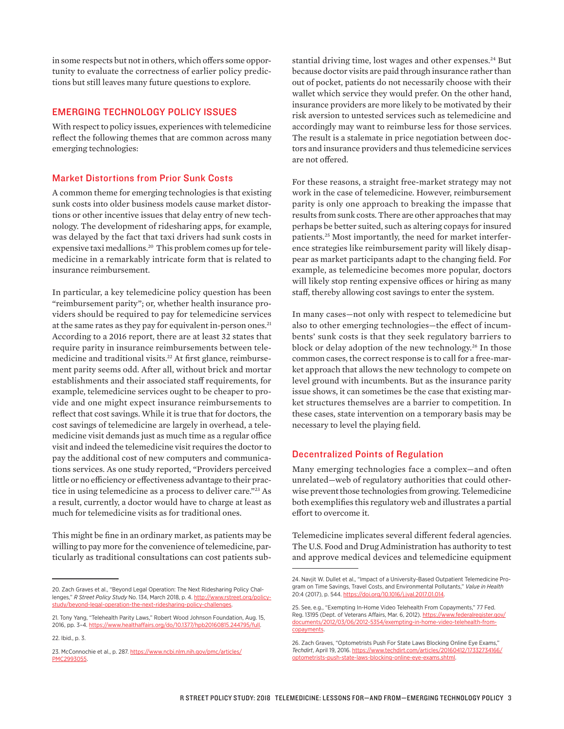in some respects but not in others, which offers some opportunity to evaluate the correctness of earlier policy predictions but still leaves many future questions to explore.

## EMERGING TECHNOLOGY POLICY ISSUES

With respect to policy issues, experiences with telemedicine reflect the following themes that are common across many emerging technologies:

### Market Distortions from Prior Sunk Costs

A common theme for emerging technologies is that existing sunk costs into older business models cause market distortions or other incentive issues that delay entry of new technology. The development of ridesharing apps, for example, was delayed by the fact that taxi drivers had sunk costs in expensive taxi medallions.[20] This problem comes up for telemedicine in a remarkably intricate form that is related to insurance reimbursement.

In particular, a key telemedicine policy question has been "reimbursement parity"; or, whether health insurance providers should be required to pay for telemedicine services at the same rates as they pay for equivalent in-person ones.[21] According to a 2016 report, there are at least 32 states that require parity in insurance reimbursements between telemedicine and traditional visits.[22] At first glance, reimbursement parity seems odd. After all, without brick and mortar establishments and their associated staff requirements, for example, telemedicine services ought to be cheaper to provide and one might expect insurance reimbursements to reflect that cost savings. While it is true that for doctors, the cost savings of telemedicine are largely in overhead, a telemedicine visit demands just as much time as a regular office visit and indeed the telemedicine visit requires the doctor to pay the additional cost of new computers and communications services. As one study reported, "Providers perceived little or no efficiency or effectiveness advantage to their practice in using telemedicine as a process to deliver care."[23] As a result, currently, a doctor would have to charge at least as much for telemedicine visits as for traditional ones.

This might be fine in an ordinary market, as patients may be willing to pay more for the convenience of telemedicine, particularly as traditional consultations can cost patients substantial driving time, lost wages and other expenses.[24] But because doctor visits are paid through insurance rather than out of pocket, patients do not necessarily choose with their wallet which service they would prefer. On the other hand, insurance providers are more likely to be motivated by their risk aversion to untested services such as telemedicine and accordingly may want to reimburse less for those services. The result is a stalemate in price negotiation between doctors and insurance providers and thus telemedicine services are not offered.

For these reasons, a straight free-market strategy may not work in the case of telemedicine. However, reimbursement parity is only one approach to breaking the impasse that results from sunk costs. There are other approaches that may perhaps be better suited, such as altering copays for insured patients.[25] Most importantly, the need for market interference strategies like reimbursement parity will likely disappear as market participants adapt to the changing field. For example, as telemedicine becomes more popular, doctors will likely stop renting expensive offices or hiring as many staff, thereby allowing cost savings to enter the system.

In many cases—not only with respect to telemedicine but also to other emerging technologies—the effect of incumbents' sunk costs is that they seek regulatory barriers to block or delay adoption of the new technology.[26] In those common cases, the correct response is to call for a free-market approach that allows the new technology to compete on level ground with incumbents. But as the insurance parity issue shows, it can sometimes be the case that existing market structures themselves are a barrier to competition. In these cases, state intervention on a temporary basis may be necessary to level the playing field.

### Decentralized Points of Regulation

Many emerging technologies face a complex—and often unrelated—web of regulatory authorities that could otherwise prevent those technologies from growing. Telemedicine both exemplifies this regulatory web and illustrates a partial effort to overcome it.

Telemedicine implicates several different federal agencies. The U.S. Food and Drug Administration has authority to test and approve medical devices and telemedicine equipment

---

20. Zach Graves et al., "Beyond Legal Operation: The Next Ridesharing Policy Challenges," *R Street Policy Study* No. 134, March 2018, p. 4. http://www.rstreet.org/policy-study/beyond-legal-operation-the-next-ridesharing-policy-challenges.

21. Tony Yang, "Telehealth Parity Laws," Robert Wood Johnson Foundation, Aug. 15, 2016, pp. 3–4. https://www.healthaffairs.org/do/10.1377/hpb20160815.244795/full.

22. Ibid., p. 3.

23. McConnochie et al., p. 287. https://www.ncbi.nlm.nih.gov/pmc/articles/PMC2993055.

24. Navjit W. Dullet et al., "Impact of a University-Based Outpatient Telemedicine Program on Time Savings, Travel Costs, and Environmental Pollutants," *Value in Health* 20:4 (2017), p. 544. https://doi.org/10.1016/j.jval.2017.01.014.

25. See, e.g., "Exempting In-Home Video Telehealth From Copayments," 77 Fed. Reg. 13195 (Dept. of Veterans Affairs, Mar. 6, 2012). https://www.federalregister.gov/documents/2012/03/06/2012-5354/exempting-in-home-video-telehealth-from-copayments.

26. Zach Graves, "Optometrists Push For State Laws Blocking Online Eye Exams," *Techdirt*, April 19, 2016. https://www.techdirt.com/articles/20160412/17332734166/optometrists-push-state-laws-blocking-online-eye-exams.shtml.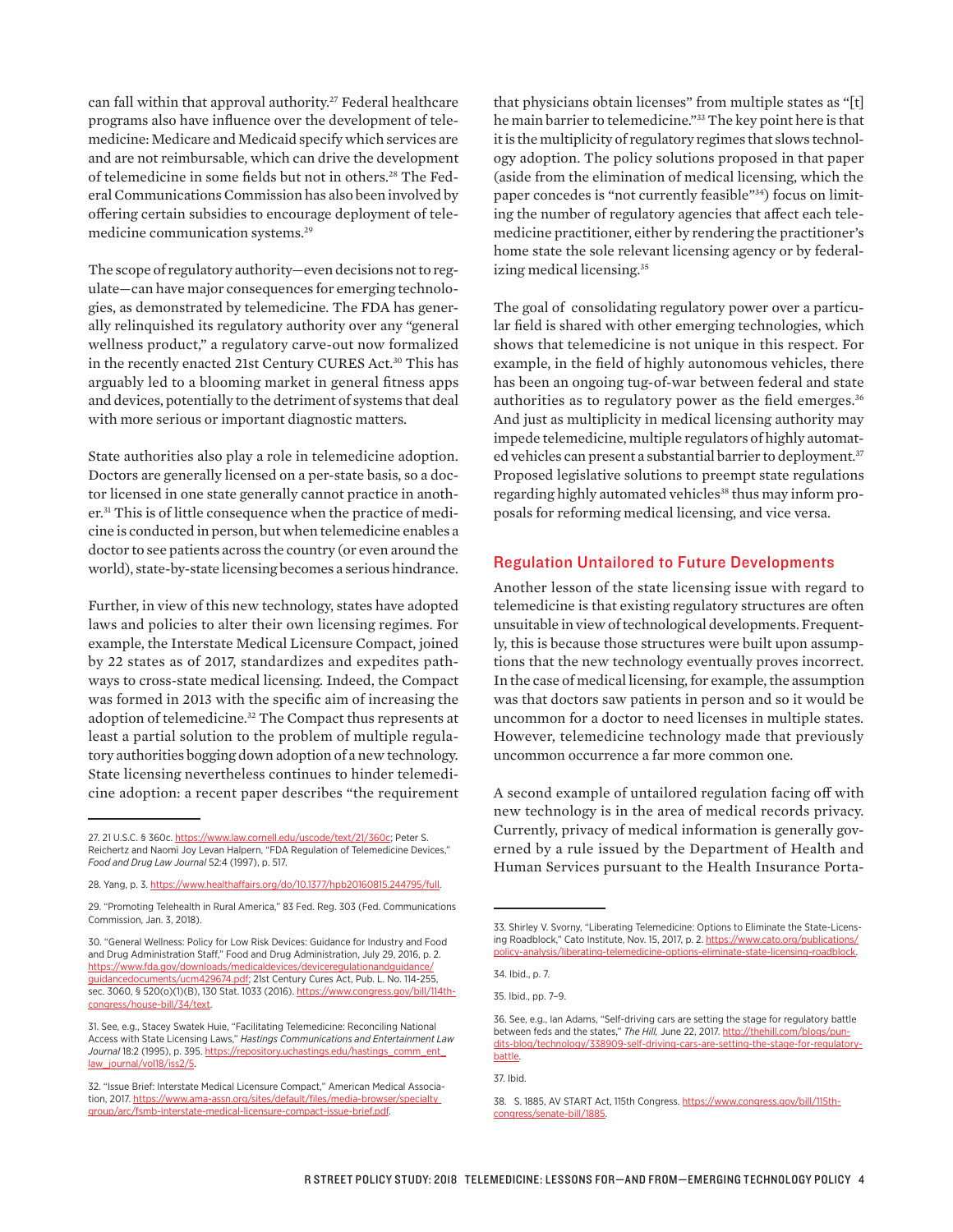can fall within that approval authority.[27] Federal healthcare programs also have influence over the development of telemedicine: Medicare and Medicaid specify which services are and are not reimbursable, which can drive the development of telemedicine in some fields but not in others.[28] The Federal Communications Commission has also been involved by offering certain subsidies to encourage deployment of telemedicine communication systems.[29]

The scope of regulatory authority—even decisions not to regulate—can have major consequences for emerging technologies, as demonstrated by telemedicine. The FDA has generally relinquished its regulatory authority over any "general wellness product," a regulatory carve-out now formalized in the recently enacted 21st Century CURES Act.[30] This has arguably led to a blooming market in general fitness apps and devices, potentially to the detriment of systems that deal with more serious or important diagnostic matters.

State authorities also play a role in telemedicine adoption. Doctors are generally licensed on a per-state basis, so a doctor licensed in one state generally cannot practice in another.[31] This is of little consequence when the practice of medicine is conducted in person, but when telemedicine enables a doctor to see patients across the country (or even around the world), state-by-state licensing becomes a serious hindrance.

Further, in view of this new technology, states have adopted laws and policies to alter their own licensing regimes. For example, the Interstate Medical Licensure Compact, joined by 22 states as of 2017, standardizes and expedites pathways to cross-state medical licensing. Indeed, the Compact was formed in 2013 with the specific aim of increasing the adoption of telemedicine.[32] The Compact thus represents at least a partial solution to the problem of multiple regulatory authorities bogging down adoption of a new technology. State licensing nevertheless continues to hinder telemedicine adoption: a recent paper describes "the requirement that physicians obtain licenses" from multiple states as "[t]he main barrier to telemedicine."[33] The key point here is that it is the multiplicity of regulatory regimes that slows technology adoption. The policy solutions proposed in that paper (aside from the elimination of medical licensing, which the paper concedes is "not currently feasible"[34]) focus on limiting the number of regulatory agencies that affect each telemedicine practitioner, either by rendering the practitioner's home state the sole relevant licensing agency or by federalizing medical licensing.[35]

The goal of consolidating regulatory power over a particular field is shared with other emerging technologies, which shows that telemedicine is not unique in this respect. For example, in the field of highly autonomous vehicles, there has been an ongoing tug-of-war between federal and state authorities as to regulatory power as the field emerges.[36] And just as multiplicity in medical licensing authority may impede telemedicine, multiple regulators of highly automated vehicles can present a substantial barrier to deployment.[37] Proposed legislative solutions to preempt state regulations regarding highly automated vehicles[38] thus may inform proposals for reforming medical licensing, and vice versa.

## Regulation Untailored to Future Developments

Another lesson of the state licensing issue with regard to telemedicine is that existing regulatory structures are often unsuitable in view of technological developments. Frequently, this is because those structures were built upon assumptions that the new technology eventually proves incorrect. In the case of medical licensing, for example, the assumption was that doctors saw patients in person and so it would be uncommon for a doctor to need licenses in multiple states. However, telemedicine technology made that previously uncommon occurrence a far more common one.

A second example of untailored regulation facing off with new technology is in the area of medical records privacy. Currently, privacy of medical information is generally governed by a rule issued by the Department of Health and Human Services pursuant to the Health Insurance Porta-

---

27. 21 U.S.C. § 360c. https://www.law.cornell.edu/uscode/text/21/360c; Peter S. Reichertz and Naomi Joy Levan Halpern, "FDA Regulation of Telemedicine Devices," *Food and Drug Law Journal* 52:4 (1997), p. 517.

28. Yang, p. 3. https://www.healthaffairs.org/do/10.1377/hpb20160815.244795/full.

29. "Promoting Telehealth in Rural America," 83 Fed. Reg. 303 (Fed. Communications Commission, Jan. 3, 2018).

30. "General Wellness: Policy for Low Risk Devices: Guidance for Industry and Food and Drug Administration Staff," Food and Drug Administration, July 29, 2016, p. 2. https://www.fda.gov/downloads/medicaldevices/deviceregulationandguidance/guidancedocuments/ucm429674.pdf; 21st Century Cures Act, Pub. L. No. 114-255, sec. 3060, § 520(o)(1)(B), 130 Stat. 1033 (2016). https://www.congress.gov/bill/114th-congress/house-bill/34/text.

31. See, e.g., Stacey Swatek Huie, "Facilitating Telemedicine: Reconciling National Access with State Licensing Laws," *Hastings Communications and Entertainment Law Journal* 18:2 (1995), p. 395. https://repository.uchastings.edu/hastings_comm_ent_law_journal/vol18/iss2/5.

32. "Issue Brief: Interstate Medical Licensure Compact," American Medical Association, 2017. https://www.ama-assn.org/sites/default/files/media-browser/specialty group/arc/fsmb-interstate-medical-licensure-compact-issue-brief.pdf.

33. Shirley V. Svorny, "Liberating Telemedicine: Options to Eliminate the State-Licensing Roadblock," Cato Institute, Nov. 15, 2017, p. 2. https://www.cato.org/publications/policy-analysis/liberating-telemedicine-options-eliminate-state-licensing-roadblock.

34. Ibid., p. 7.

35. Ibid., pp. 7–9.

36. See, e.g., Ian Adams, "Self-driving cars are setting the stage for regulatory battle between feds and the states," *The Hill,* June 22, 2017. http://thehill.com/blogs/pundits-blog/technology/338909-self-driving-cars-are-setting-the-stage-for-regulatory-battle.

37. Ibid.

38. S. 1885, AV START Act, 115th Congress. https://www.congress.gov/bill/115th-congress/senate-bill/1885.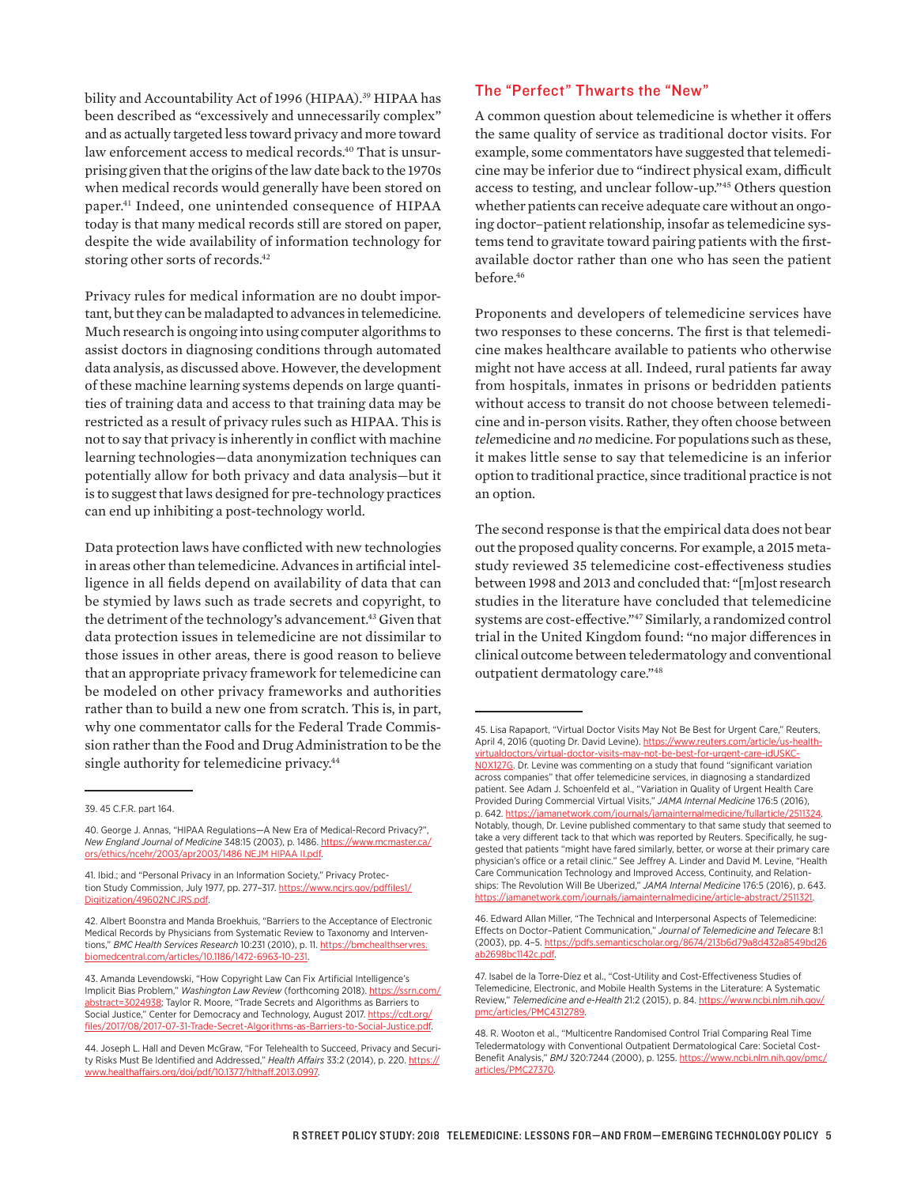bility and Accountability Act of 1996 (HIPAA).[39] HIPAA has been described as "excessively and unnecessarily complex" and as actually targeted less toward privacy and more toward law enforcement access to medical records.[40] That is unsurprising given that the origins of the law date back to the 1970s when medical records would generally have been stored on paper.[41] Indeed, one unintended consequence of HIPAA today is that many medical records still are stored on paper, despite the wide availability of information technology for storing other sorts of records.[42]

Privacy rules for medical information are no doubt important, but they can be maladapted to advances in telemedicine. Much research is ongoing into using computer algorithms to assist doctors in diagnosing conditions through automated data analysis, as discussed above. However, the development of these machine learning systems depends on large quantities of training data and access to that training data may be restricted as a result of privacy rules such as HIPAA. This is not to say that privacy is inherently in conflict with machine learning technologies—data anonymization techniques can potentially allow for both privacy and data analysis—but it is to suggest that laws designed for pre-technology practices can end up inhibiting a post-technology world.

Data protection laws have conflicted with new technologies in areas other than telemedicine. Advances in artificial intelligence in all fields depend on availability of data that can be stymied by laws such as trade secrets and copyright, to the detriment of the technology's advancement.[43] Given that data protection issues in telemedicine are not dissimilar to those issues in other areas, there is good reason to believe that an appropriate privacy framework for telemedicine can be modeled on other privacy frameworks and authorities rather than to build a new one from scratch. This is, in part, why one commentator calls for the Federal Trade Commission rather than the Food and Drug Administration to be the single authority for telemedicine privacy.[44]

39. 45 C.F.R. part 164.

40. George J. Annas, "HIPAA Regulations—A New Era of Medical-Record Privacy?", *New England Journal of Medicine* 348:15 (2003), p. 1486. https://www.mcmaster.ca/ors/ethics/ncehr/2003/apr2003/1486 NEJM HIPAA II.pdf.

41. Ibid.; and "Personal Privacy in an Information Society," Privacy Protection Study Commission, July 1977, pp. 277–317. https://www.ncjrs.gov/pdffiles1/Digitization/49602NCJRS.pdf.

42. Albert Boonstra and Manda Broekhuis, "Barriers to the Acceptance of Electronic Medical Records by Physicians from Systematic Review to Taxonomy and Interventions," *BMC Health Services Research* 10:231 (2010), p. 11. https://bmchealthservres.biomedcentral.com/articles/10.1186/1472-6963-10-231.

43. Amanda Levendowski, "How Copyright Law Can Fix Artificial Intelligence's Implicit Bias Problem," *Washington Law Review* (forthcoming 2018). https://ssrn.com/abstract=3024938; Taylor R. Moore, "Trade Secrets and Algorithms as Barriers to Social Justice," Center for Democracy and Technology, August 2017. https://cdt.org/files/2017/08/2017-07-31-Trade-Secret-Algorithms-as-Barriers-to-Social-Justice.pdf.

44. Joseph L. Hall and Deven McGraw, "For Telehealth to Succeed, Privacy and Security Risks Must Be Identified and Addressed," *Health Affairs* 33:2 (2014), p. 220. https://www.healthaffairs.org/doi/pdf/10.1377/hlthaff.2013.0997.

## The "Perfect" Thwarts the "New"

A common question about telemedicine is whether it offers the same quality of service as traditional doctor visits. For example, some commentators have suggested that telemedicine may be inferior due to "indirect physical exam, difficult access to testing, and unclear follow-up."[45] Others question whether patients can receive adequate care without an ongoing doctor–patient relationship, insofar as telemedicine systems tend to gravitate toward pairing patients with the first-available doctor rather than one who has seen the patient before.[46]

Proponents and developers of telemedicine services have two responses to these concerns. The first is that telemedicine makes healthcare available to patients who otherwise might not have access at all. Indeed, rural patients far away from hospitals, inmates in prisons or bedridden patients without access to transit do not choose between telemedicine and in-person visits. Rather, they often choose between *tele*medicine and *no* medicine. For populations such as these, it makes little sense to say that telemedicine is an inferior option to traditional practice, since traditional practice is not an option.

The second response is that the empirical data does not bear out the proposed quality concerns. For example, a 2015 meta-study reviewed 35 telemedicine cost-effectiveness studies between 1998 and 2013 and concluded that: "[m]ost research studies in the literature have concluded that telemedicine systems are cost-effective."[47] Similarly, a randomized control trial in the United Kingdom found: "no major differences in clinical outcome between teledermatology and conventional outpatient dermatology care."[48]

45. Lisa Rapaport, "Virtual Doctor Visits May Not Be Best for Urgent Care," Reuters, April 4, 2016 (quoting Dr. David Levine). https://www.reuters.com/article/us-health-virtualdoctors/virtual-doctor-visits-may-not-be-best-for-urgent-care-idUSKCN0X127G. Dr. Levine was commenting on a study that found "significant variation across companies" that offer telemedicine services, in diagnosing a standardized patient. See Adam J. Schoenfeld et al., "Variation in Quality of Urgent Health Care Provided During Commercial Virtual Visits," *JAMA Internal Medicine* 176:5 (2016), p. 642. https://jamanetwork.com/journals/jamainternalmedicine/fullarticle/2511324. Notably, though, Dr. Levine published commentary to that same study that seemed to take a very different tack to that which was reported by Reuters. Specifically, he suggested that patients "might have fared similarly, better, or worse at their primary care physician's office or a retail clinic." See Jeffrey A. Linder and David M. Levine, "Health Care Communication Technology and Improved Access, Continuity, and Relationships: The Revolution Will Be Uberized," *JAMA Internal Medicine* 176:5 (2016), p. 643. https://jamanetwork.com/journals/jamainternalmedicine/article-abstract/2511321.

46. Edward Allan Miller, "The Technical and Interpersonal Aspects of Telemedicine: Effects on Doctor–Patient Communication," *Journal of Telemedicine and Telecare* 8:1 (2003), pp. 4–5. https://pdfs.semanticscholar.org/8674/213b6d79a8d432a8549bd26ab2698bc1142c.pdf.

47. Isabel de la Torre-Díez et al., "Cost-Utility and Cost-Effectiveness Studies of Telemedicine, Electronic, and Mobile Health Systems in the Literature: A Systematic Review," *Telemedicine and e-Health* 21:2 (2015), p. 84. https://www.ncbi.nlm.nih.gov/pmc/articles/PMC4312789.

48. R. Wooton et al., "Multicentre Randomised Control Trial Comparing Real Time Teledermatology with Conventional Outpatient Dermatological Care: Societal Cost-Benefit Analysis," *BMJ* 320:7244 (2000), p. 1255. https://www.ncbi.nlm.nih.gov/pmc/articles/PMC27370.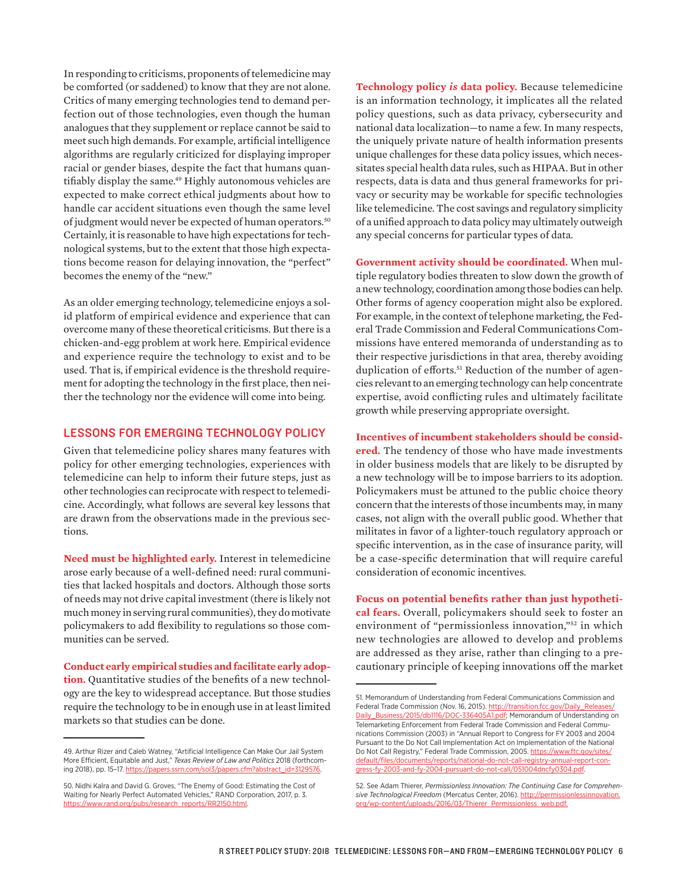In responding to criticisms, proponents of telemedicine may be comforted (or saddened) to know that they are not alone. Critics of many emerging technologies tend to demand perfection out of those technologies, even though the human analogues that they supplement or replace cannot be said to meet such high demands. For example, artificial intelligence algorithms are regularly criticized for displaying improper racial or gender biases, despite the fact that humans quantifiably display the same.[49] Highly autonomous vehicles are expected to make correct ethical judgments about how to handle car accident situations even though the same level of judgment would never be expected of human operators.[50] Certainly, it is reasonable to have high expectations for technological systems, but to the extent that those high expectations become reason for delaying innovation, the "perfect" becomes the enemy of the "new."

As an older emerging technology, telemedicine enjoys a solid platform of empirical evidence and experience that can overcome many of these theoretical criticisms. But there is a chicken-and-egg problem at work here. Empirical evidence and experience require the technology to exist and to be used. That is, if empirical evidence is the threshold requirement for adopting the technology in the first place, then neither the technology nor the evidence will come into being.

## LESSONS FOR EMERGING TECHNOLOGY POLICY

Given that telemedicine policy shares many features with policy for other emerging technologies, experiences with telemedicine can help to inform their future steps, just as other technologies can reciprocate with respect to telemedicine. Accordingly, what follows are several key lessons that are drawn from the observations made in the previous sections.

**Need must be highlighted early.** Interest in telemedicine arose early because of a well-defined need: rural communities that lacked hospitals and doctors. Although those sorts of needs may not drive capital investment (there is likely not much money in serving rural communities), they do motivate policymakers to add flexibility to regulations so those communities can be served.

**Conduct early empirical studies and facilitate early adoption.** Quantitative studies of the benefits of a new technology are the key to widespread acceptance. But those studies require the technology to be in enough use in at least limited markets so that studies can be done.

**Technology policy *is* data policy.** Because telemedicine is an information technology, it implicates all the related policy questions, such as data privacy, cybersecurity and national data localization—to name a few. In many respects, the uniquely private nature of health information presents unique challenges for these data policy issues, which necessitates special health data rules, such as HIPAA. But in other respects, data is data and thus general frameworks for privacy or security may be workable for specific technologies like telemedicine. The cost savings and regulatory simplicity of a unified approach to data policy may ultimately outweigh any special concerns for particular types of data.

**Government activity should be coordinated.** When multiple regulatory bodies threaten to slow down the growth of a new technology, coordination among those bodies can help. Other forms of agency cooperation might also be explored. For example, in the context of telephone marketing, the Federal Trade Commission and Federal Communications Commissions have entered memoranda of understanding as to their respective jurisdictions in that area, thereby avoiding duplication of efforts.[51] Reduction of the number of agencies relevant to an emerging technology can help concentrate expertise, avoid conflicting rules and ultimately facilitate growth while preserving appropriate oversight.

**Incentives of incumbent stakeholders should be considered.** The tendency of those who have made investments in older business models that are likely to be disrupted by a new technology will be to impose barriers to its adoption. Policymakers must be attuned to the public choice theory concern that the interests of those incumbents may, in many cases, not align with the overall public good. Whether that militates in favor of a lighter-touch regulatory approach or specific intervention, as in the case of insurance parity, will be a case-specific determination that will require careful consideration of economic incentives.

**Focus on potential benefits rather than just hypothetical fears.** Overall, policymakers should seek to foster an environment of "permissionless innovation,"[52] in which new technologies are allowed to develop and problems are addressed as they arise, rather than clinging to a precautionary principle of keeping innovations off the market

---

49. Arthur Rizer and Caleb Watney, "Artificial Intelligence Can Make Our Jail System More Efficient, Equitable and Just," *Texas Review of Law and Politics* 2018 (forthcoming 2018), pp. 15–17. https://papers.ssrn.com/sol3/papers.cfm?abstract_id=3129576.

50. Nidhi Kalra and David G. Groves, "The Enemy of Good: Estimating the Cost of Waiting for Nearly Perfect Automated Vehicles," RAND Corporation, 2017, p. 3. https://www.rand.org/pubs/research_reports/RR2150.html.

51. Memorandum of Understanding from Federal Communications Commission and Federal Trade Commission (Nov. 16, 2015). http://transition.fcc.gov/Daily_Releases/Daily_Business/2015/db1116/DOC-336405A1.pdf; Memorandum of Understanding on Telemarketing Enforcement from Federal Trade Commission and Federal Communications Commission (2003) in "Annual Report to Congress for FY 2003 and 2004 Pursuant to the Do Not Call Implementation Act on Implementation of the National Do Not Call Registry," Federal Trade Commission, 2005. https://www.ftc.gov/sites/default/files/documents/reports/national-do-not-call-registry-annual-report-congress-fy-2003-and-fy-2004-pursuant-do-not-call/051004dncfy0304.pdf.

52. See Adam Thierer, *Permissionless Innovation: The Continuing Case for Comprehensive Technological Freedom* (Mercatus Center, 2016). http://permissionlessinnovation.org/wp-content/uploads/2016/03/Thierer_Permissionless_web.pdf.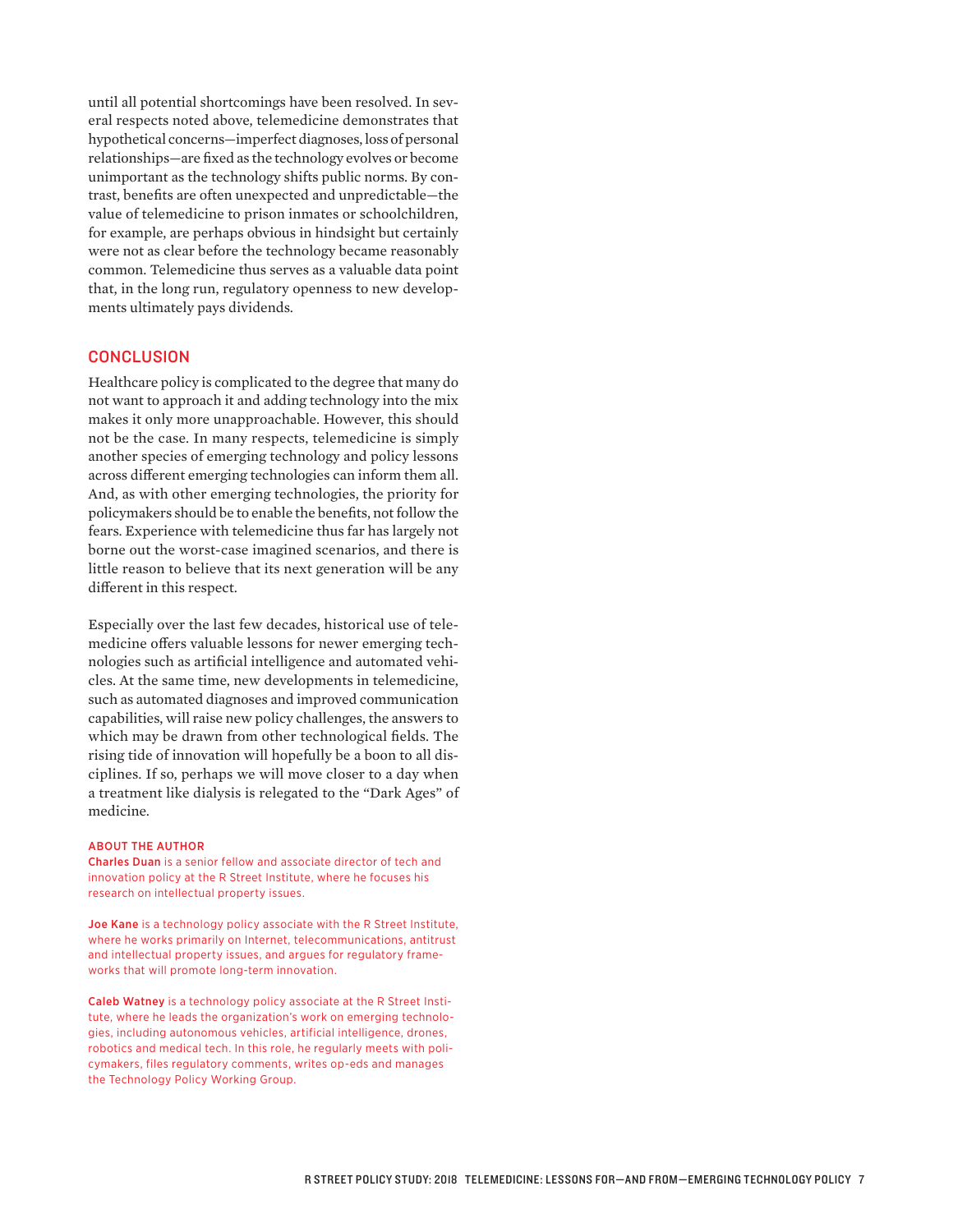until all potential shortcomings have been resolved. In several respects noted above, telemedicine demonstrates that hypothetical concerns—imperfect diagnoses, loss of personal relationships—are fixed as the technology evolves or become unimportant as the technology shifts public norms. By contrast, benefits are often unexpected and unpredictable—the value of telemedicine to prison inmates or schoolchildren, for example, are perhaps obvious in hindsight but certainly were not as clear before the technology became reasonably common. Telemedicine thus serves as a valuable data point that, in the long run, regulatory openness to new developments ultimately pays dividends.

## CONCLUSION

Healthcare policy is complicated to the degree that many do not want to approach it and adding technology into the mix makes it only more unapproachable. However, this should not be the case. In many respects, telemedicine is simply another species of emerging technology and policy lessons across different emerging technologies can inform them all. And, as with other emerging technologies, the priority for policymakers should be to enable the benefits, not follow the fears. Experience with telemedicine thus far has largely not borne out the worst-case imagined scenarios, and there is little reason to believe that its next generation will be any different in this respect.

Especially over the last few decades, historical use of telemedicine offers valuable lessons for newer emerging technologies such as artificial intelligence and automated vehicles. At the same time, new developments in telemedicine, such as automated diagnoses and improved communication capabilities, will raise new policy challenges, the answers to which may be drawn from other technological fields. The rising tide of innovation will hopefully be a boon to all disciplines. If so, perhaps we will move closer to a day when a treatment like dialysis is relegated to the "Dark Ages" of medicine.

### ABOUT THE AUTHOR

**Charles Duan** is a senior fellow and associate director of tech and innovation policy at the R Street Institute, where he focuses his research on intellectual property issues.

**Joe Kane** is a technology policy associate with the R Street Institute, where he works primarily on Internet, telecommunications, antitrust and intellectual property issues, and argues for regulatory frameworks that will promote long-term innovation.

**Caleb Watney** is a technology policy associate at the R Street Institute, where he leads the organization's work on emerging technologies, including autonomous vehicles, artificial intelligence, drones, robotics and medical tech. In this role, he regularly meets with policymakers, files regulatory comments, writes op-eds and manages the Technology Policy Working Group.